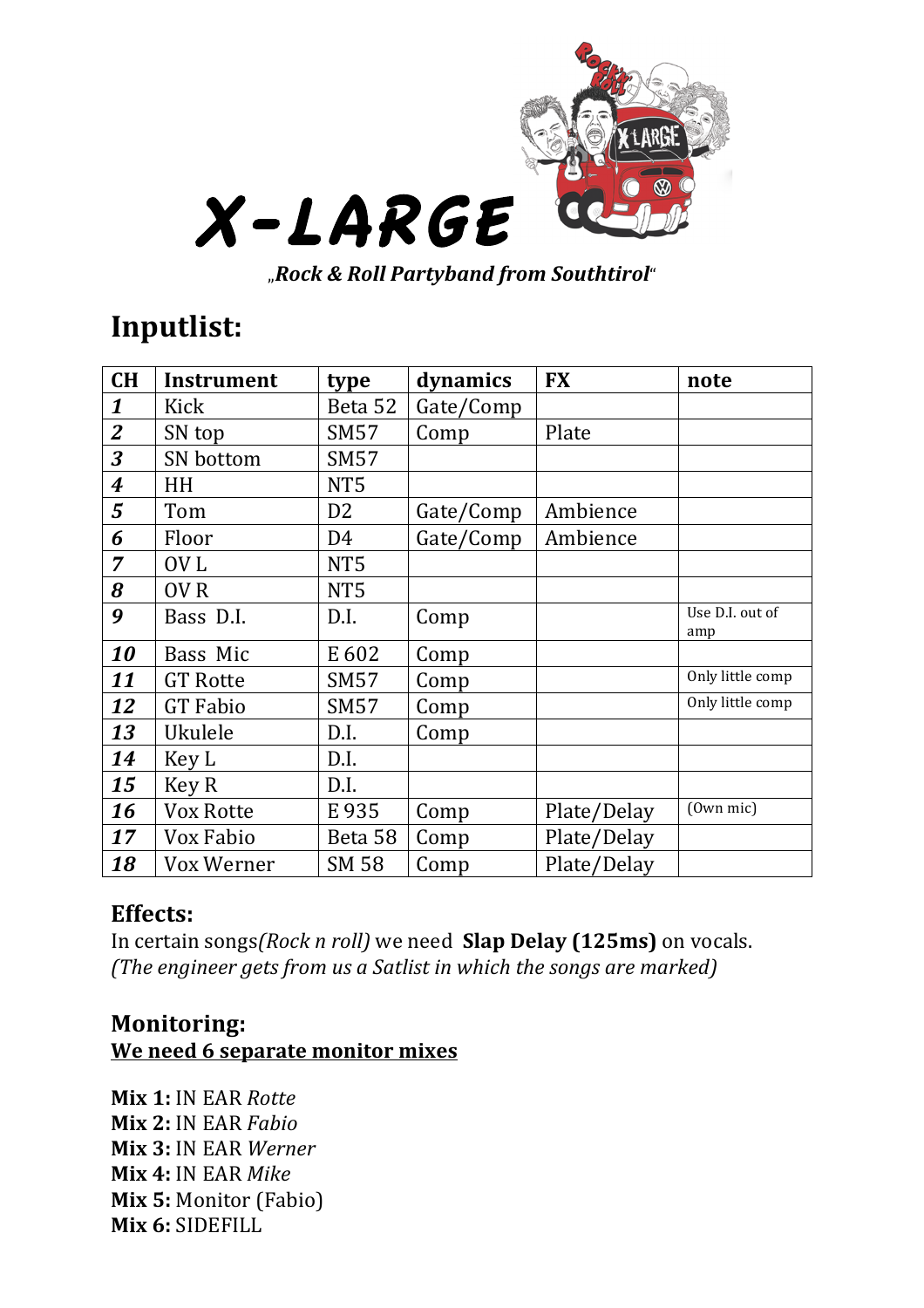# X-LARGE

*„Rock & Roll Partyband from Southtirol"*

## Inputlist:

| CH | Instrument | type | dynamics | FX | note |
|---|---|---|---|---|---|
| *1* | Kick | Beta 52 | Gate/Comp | | |
| *2* | SN top | SM57 | Comp | Plate | |
| *3* | SN bottom | SM57 | | | |
| *4* | HH | NT5 | | | |
| *5* | Tom | D2 | Gate/Comp | Ambience | |
| *6* | Floor | D4 | Gate/Comp | Ambience | |
| *7* | OV L | NT5 | | | |
| *8* | OV R | NT5 | | | |
| *9* | Bass D.I. | D.I. | Comp | | Use D.I. out of amp |
| *10* | Bass Mic | E 602 | Comp | | |
| *11* | GT Rotte | SM57 | Comp | | Only little comp |
| *12* | GT Fabio | SM57 | Comp | | Only little comp |
| *13* | Ukulele | D.I. | Comp | | |
| *14* | Key L | D.I. | | | |
| *15* | Key R | D.I. | | | |
| *16* | Vox Rotte | E 935 | Comp | Plate/Delay | (Own mic) |
| *17* | Vox Fabio | Beta 58 | Comp | Plate/Delay | |
| *18* | Vox Werner | SM 58 | Comp | Plate/Delay | |

### Effects:

In certain songs*(Rock n roll)* we need **Slap Delay (125ms)** on vocals.
*(The engineer gets from us a Satlist in which the songs are marked)*

### Monitoring:

**We need 6 separate monitor mixes**

**Mix 1:** IN EAR *Rotte*
**Mix 2:** IN EAR *Fabio*
**Mix 3:** IN EAR *Werner*
**Mix 4:** IN EAR *Mike*
**Mix 5:** Monitor (Fabio)
**Mix 6:** SIDEFILL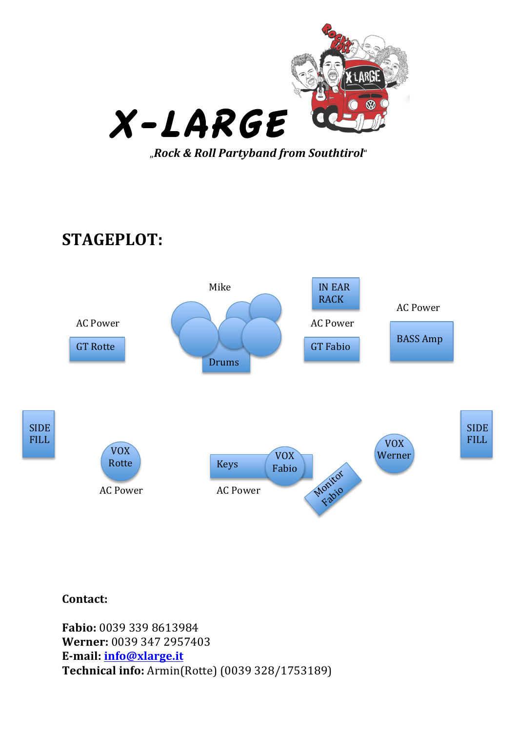X-LARGE

*„Rock & Roll Partyband from Southtirol"*

## STAGEPLOT:

Mike

IN EAR RACK

AC Power

AC Power

GT Rotte

Drums

AC Power

GT Fabio

BASS Amp

SIDE FILL

VOX Rotte

Keys

VOX Fabio

VOX Werner

SIDE FILL

AC Power

AC Power

Monitor Fabio

**Contact:**

**Fabio:** 0039 339 8613984
**Werner:** 0039 347 2957403
**E-mail:** info@xlarge.it
**Technical info:** Armin(Rotte) (0039 328/1753189)